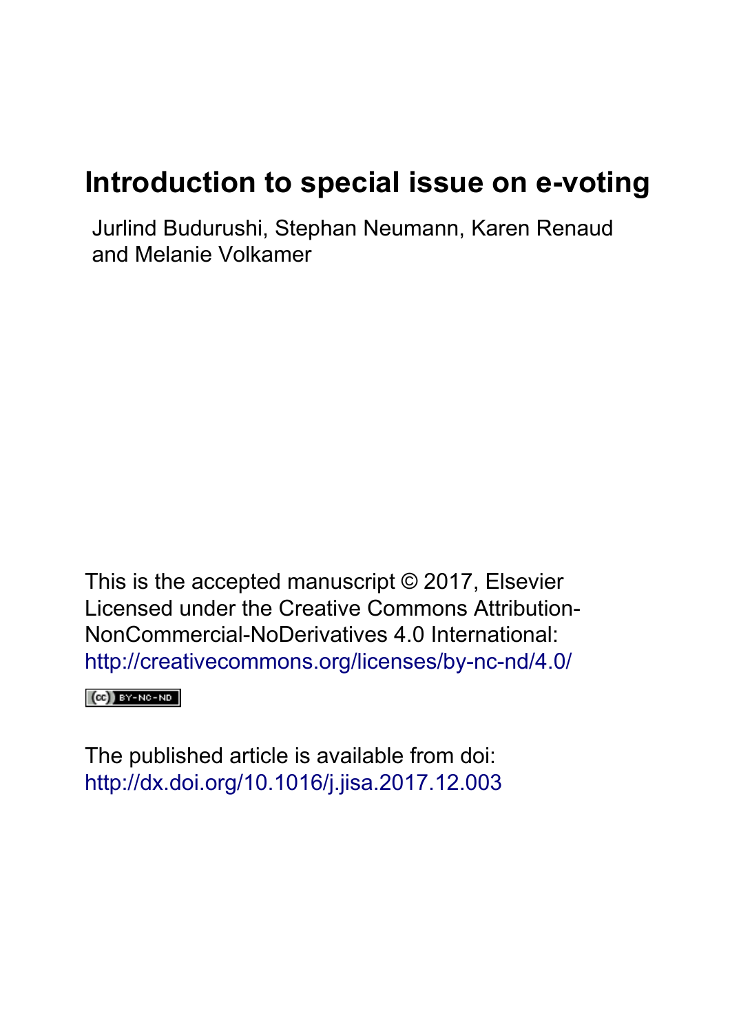# Introduction to special issue on e-voting

Jurlind Budurushi, Stephan Neumann, Karen Renaud and Melanie Volkamer

This is the accepted manuscript © 2017, Elsevier
Licensed under the Creative Commons Attribution-NonCommercial-NoDerivatives 4.0 International:
http://creativecommons.org/licenses/by-nc-nd/4.0/

The published article is available from doi:
http://dx.doi.org/10.1016/j.jisa.2017.12.003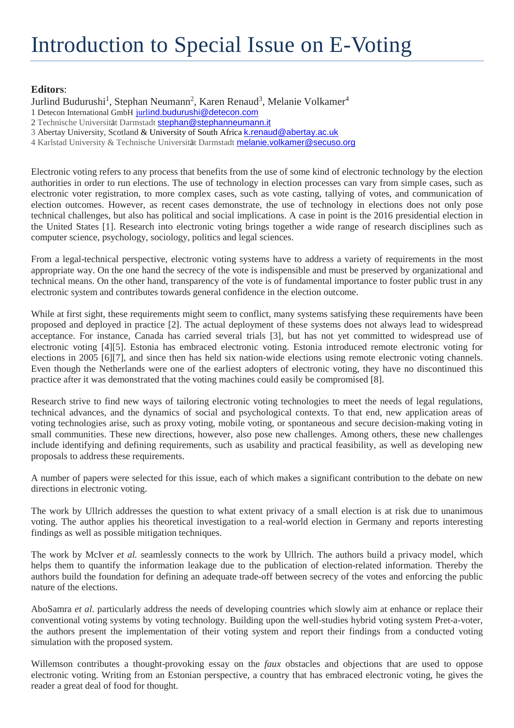# Introduction to Special Issue on E-Voting

**Editors**:

Jurlind Budurushi[1], Stephan Neumann[2], Karen Renaud[3], Melanie Volkamer[4]

1 Detecon International GmbH jurlind.budurushi@detecon.com

2 Technische Universität Darmstadt stephan@stephanneumann.it

3 Abertay University, Scotland & University of South Africa k.renaud@abertay.ac.uk

4 Karlstad University & Technische Universität Darmstadt melanie.volkamer@secuso.org

Electronic voting refers to any process that benefits from the use of some kind of electronic technology by the election authorities in order to run elections. The use of technology in election processes can vary from simple cases, such as electronic voter registration, to more complex cases, such as vote casting, tallying of votes, and communication of election outcomes. However, as recent cases demonstrate, the use of technology in elections does not only pose technical challenges, but also has political and social implications. A case in point is the 2016 presidential election in the United States [1]. Research into electronic voting brings together a wide range of research disciplines such as computer science, psychology, sociology, politics and legal sciences.

From a legal-technical perspective, electronic voting systems have to address a variety of requirements in the most appropriate way. On the one hand the secrecy of the vote is indispensible and must be preserved by organizational and technical means. On the other hand, transparency of the vote is of fundamental importance to foster public trust in any electronic system and contributes towards general confidence in the election outcome.

While at first sight, these requirements might seem to conflict, many systems satisfying these requirements have been proposed and deployed in practice [2]. The actual deployment of these systems does not always lead to widespread acceptance. For instance, Canada has carried several trials [3], but has not yet committed to widespread use of electronic voting [4][5]. Estonia has embraced electronic voting. Estonia introduced remote electronic voting for elections in 2005 [6][7], and since then has held six nation-wide elections using remote electronic voting channels. Even though the Netherlands were one of the earliest adopters of electronic voting, they have no discontinued this practice after it was demonstrated that the voting machines could easily be compromised [8].

Research strive to find new ways of tailoring electronic voting technologies to meet the needs of legal regulations, technical advances, and the dynamics of social and psychological contexts. To that end, new application areas of voting technologies arise, such as proxy voting, mobile voting, or spontaneous and secure decision-making voting in small communities. These new directions, however, also pose new challenges. Among others, these new challenges include identifying and defining requirements, such as usability and practical feasibility, as well as developing new proposals to address these requirements.

A number of papers were selected for this issue, each of which makes a significant contribution to the debate on new directions in electronic voting.

The work by Ullrich addresses the question to what extent privacy of a small election is at risk due to unanimous voting. The author applies his theoretical investigation to a real-world election in Germany and reports interesting findings as well as possible mitigation techniques.

The work by McIver *et al.* seamlessly connects to the work by Ullrich. The authors build a privacy model, which helps them to quantify the information leakage due to the publication of election-related information. Thereby the authors build the foundation for defining an adequate trade-off between secrecy of the votes and enforcing the public nature of the elections.

AboSamra *et al*. particularly address the needs of developing countries which slowly aim at enhance or replace their conventional voting systems by voting technology. Building upon the well-studies hybrid voting system Pret-a-voter, the authors present the implementation of their voting system and report their findings from a conducted voting simulation with the proposed system.

Willemson contributes a thought-provoking essay on the *faux* obstacles and objections that are used to oppose electronic voting. Writing from an Estonian perspective, a country that has embraced electronic voting, he gives the reader a great deal of food for thought.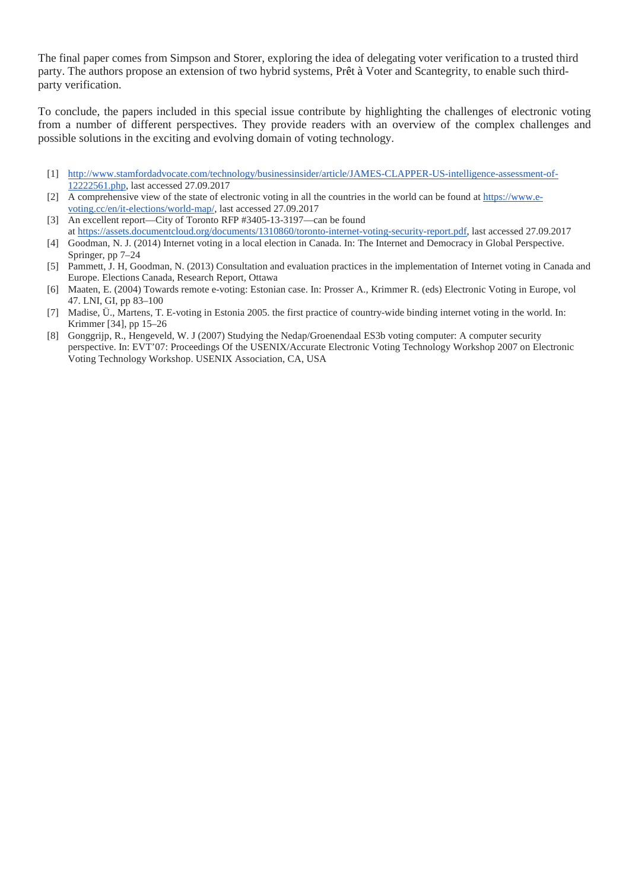The final paper comes from Simpson and Storer, exploring the idea of delegating voter verification to a trusted third party. The authors propose an extension of two hybrid systems, Prêt à Voter and Scantegrity, to enable such third-party verification.

To conclude, the papers included in this special issue contribute by highlighting the challenges of electronic voting from a number of different perspectives. They provide readers with an overview of the complex challenges and possible solutions in the exciting and evolving domain of voting technology.

[1] http://www.stamfordadvocate.com/technology/businessinsider/article/JAMES-CLAPPER-US-intelligence-assessment-of-12222561.php, last accessed 27.09.2017

[2] A comprehensive view of the state of electronic voting in all the countries in the world can be found at https://www.e-voting.cc/en/it-elections/world-map/, last accessed 27.09.2017

[3] An excellent report—City of Toronto RFP #3405-13-3197—can be found at https://assets.documentcloud.org/documents/1310860/toronto-internet-voting-security-report.pdf, last accessed 27.09.2017

[4] Goodman, N. J. (2014) Internet voting in a local election in Canada. In: The Internet and Democracy in Global Perspective. Springer, pp 7–24

[5] Pammett, J. H, Goodman, N. (2013) Consultation and evaluation practices in the implementation of Internet voting in Canada and Europe. Elections Canada, Research Report, Ottawa

[6] Maaten, E. (2004) Towards remote e-voting: Estonian case. In: Prosser A., Krimmer R. (eds) Electronic Voting in Europe, vol 47. LNI, GI, pp 83–100

[7] Madise, Ü., Martens, T. E-voting in Estonia 2005. the first practice of country-wide binding internet voting in the world. In: Krimmer [34], pp 15–26

[8] Gonggrijp, R., Hengeveld, W. J (2007) Studying the Nedap/Groenendaal ES3b voting computer: A computer security perspective. In: EVT'07: Proceedings Of the USENIX/Accurate Electronic Voting Technology Workshop 2007 on Electronic Voting Technology Workshop. USENIX Association, CA, USA